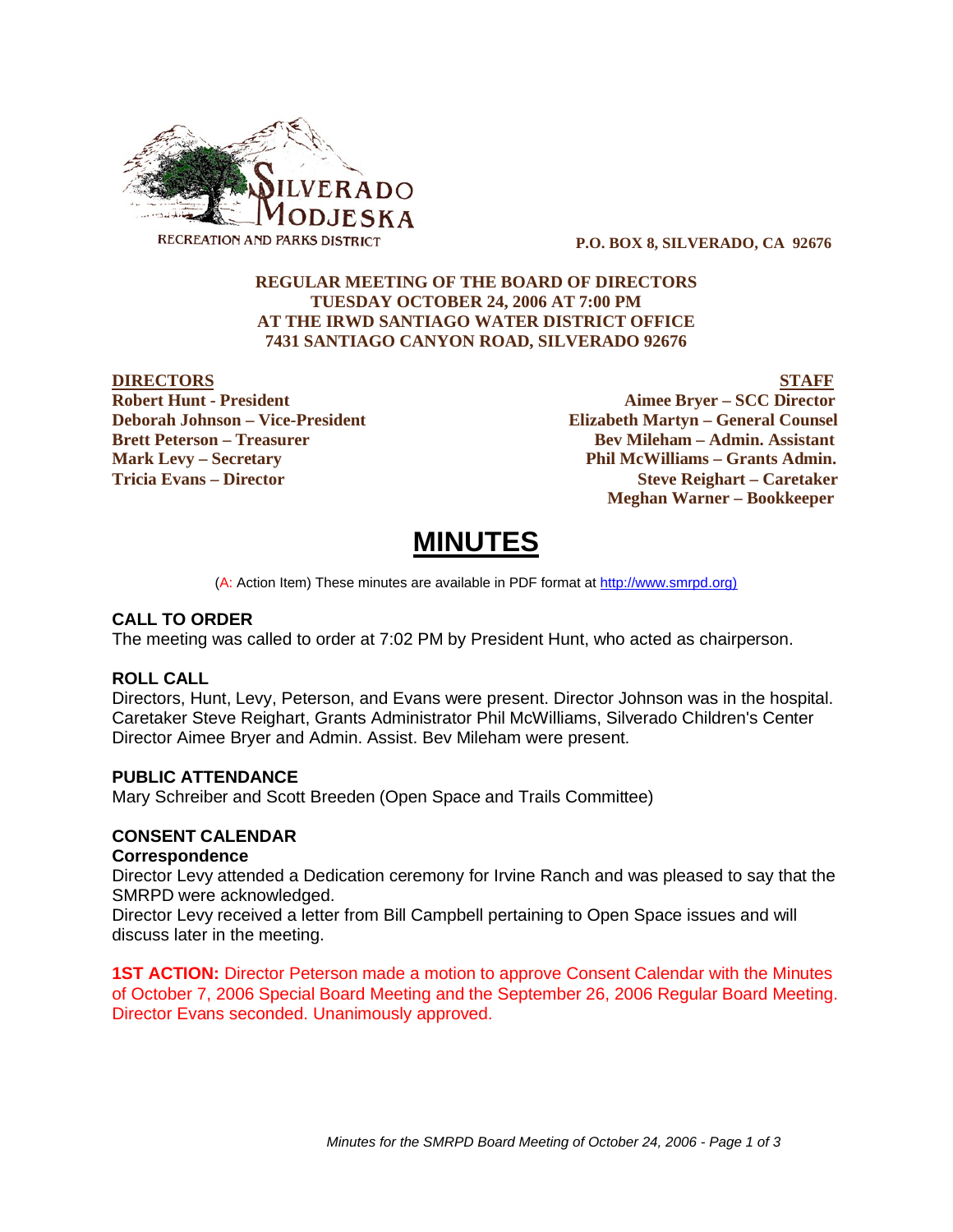SILVERADO MODJESKA RECREATION AND PARKS DISTRICT

**P.O. BOX 8, SILVERADO, CA 92676**

**REGULAR MEETING OF THE BOARD OF DIRECTORS**
**TUESDAY OCTOBER 24, 2006 AT 7:00 PM**
**AT THE IRWD SANTIAGO WATER DISTRICT OFFICE**
**7431 SANTIAGO CANYON ROAD, SILVERADO 92676**

| **DIRECTORS** | **STAFF** |
|---|---|
| **Robert Hunt - President** | **Aimee Bryer – SCC Director** |
| **Deborah Johnson – Vice-President** | **Elizabeth Martyn – General Counsel** |
| **Brett Peterson – Treasurer** | **Bev Mileham – Admin. Assistant** |
| **Mark Levy – Secretary** | **Phil McWilliams – Grants Admin.** |
| **Tricia Evans – Director** | **Steve Reighart – Caretaker** |
| | **Meghan Warner – Bookkeeper** |

# MINUTES

(A: Action Item) These minutes are available in PDF format at http://www.smrpd.org)

### CALL TO ORDER

The meeting was called to order at 7:02 PM by President Hunt, who acted as chairperson.

### ROLL CALL

Directors, Hunt, Levy, Peterson, and Evans were present. Director Johnson was in the hospital. Caretaker Steve Reighart, Grants Administrator Phil McWilliams, Silverado Children's Center Director Aimee Bryer and Admin. Assist. Bev Mileham were present.

### PUBLIC ATTENDANCE

Mary Schreiber and Scott Breeden (Open Space and Trails Committee)

### CONSENT CALENDAR

**Correspondence**

Director Levy attended a Dedication ceremony for Irvine Ranch and was pleased to say that the SMRPD were acknowledged.

Director Levy received a letter from Bill Campbell pertaining to Open Space issues and will discuss later in the meeting.

**1ST ACTION:** Director Peterson made a motion to approve Consent Calendar with the Minutes of October 7, 2006 Special Board Meeting and the September 26, 2006 Regular Board Meeting. Director Evans seconded. Unanimously approved.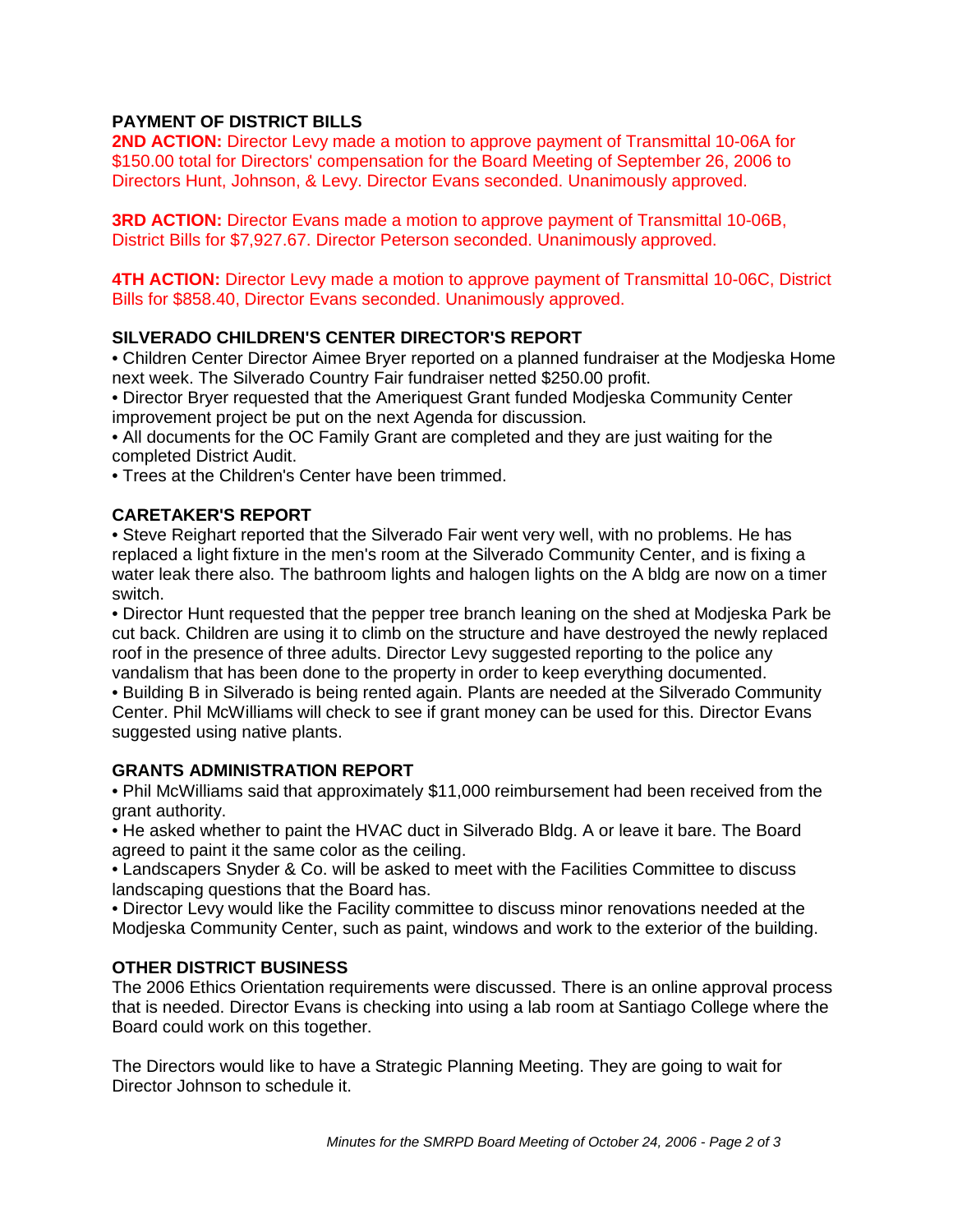## PAYMENT OF DISTRICT BILLS

**2ND ACTION:** Director Levy made a motion to approve payment of Transmittal 10-06A for $150.00 total for Directors' compensation for the Board Meeting of September 26, 2006 to Directors Hunt, Johnson, & Levy. Director Evans seconded. Unanimously approved.

**3RD ACTION:** Director Evans made a motion to approve payment of Transmittal 10-06B, District Bills for $7,927.67. Director Peterson seconded. Unanimously approved.

**4TH ACTION:** Director Levy made a motion to approve payment of Transmittal 10-06C, District Bills for $858.40, Director Evans seconded. Unanimously approved.

## SILVERADO CHILDREN'S CENTER DIRECTOR'S REPORT

- Children Center Director Aimee Bryer reported on a planned fundraiser at the Modjeska Home next week. The Silverado Country Fair fundraiser netted $250.00 profit.
- Director Bryer requested that the Ameriquest Grant funded Modjeska Community Center improvement project be put on the next Agenda for discussion.
- All documents for the OC Family Grant are completed and they are just waiting for the completed District Audit.
- Trees at the Children's Center have been trimmed.

## CARETAKER'S REPORT

- Steve Reighart reported that the Silverado Fair went very well, with no problems. He has replaced a light fixture in the men's room at the Silverado Community Center, and is fixing a water leak there also. The bathroom lights and halogen lights on the A bldg are now on a timer switch.
- Director Hunt requested that the pepper tree branch leaning on the shed at Modjeska Park be cut back. Children are using it to climb on the structure and have destroyed the newly replaced roof in the presence of three adults. Director Levy suggested reporting to the police any vandalism that has been done to the property in order to keep everything documented.
- Building B in Silverado is being rented again. Plants are needed at the Silverado Community Center. Phil McWilliams will check to see if grant money can be used for this. Director Evans suggested using native plants.

## GRANTS ADMINISTRATION REPORT

- Phil McWilliams said that approximately $11,000 reimbursement had been received from the grant authority.
- He asked whether to paint the HVAC duct in Silverado Bldg. A or leave it bare. The Board agreed to paint it the same color as the ceiling.
- Landscapers Snyder & Co. will be asked to meet with the Facilities Committee to discuss landscaping questions that the Board has.
- Director Levy would like the Facility committee to discuss minor renovations needed at the Modjeska Community Center, such as paint, windows and work to the exterior of the building.

## OTHER DISTRICT BUSINESS

The 2006 Ethics Orientation requirements were discussed. There is an online approval process that is needed. Director Evans is checking into using a lab room at Santiago College where the Board could work on this together.

The Directors would like to have a Strategic Planning Meeting. They are going to wait for Director Johnson to schedule it.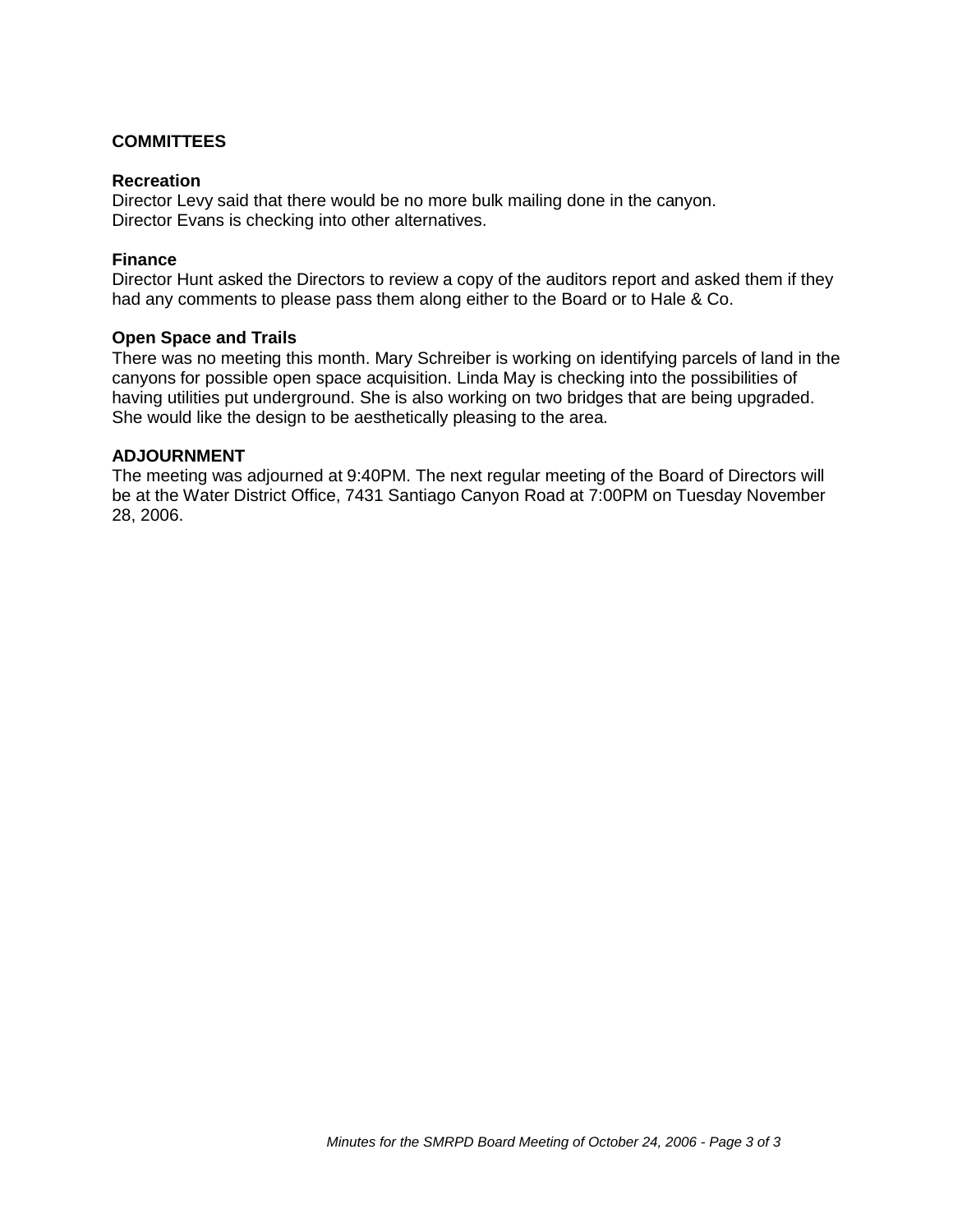## COMMITTEES

### Recreation

Director Levy said that there would be no more bulk mailing done in the canyon.
Director Evans is checking into other alternatives.

### Finance

Director Hunt asked the Directors to review a copy of the auditors report and asked them if they had any comments to please pass them along either to the Board or to Hale & Co.

### Open Space and Trails

There was no meeting this month. Mary Schreiber is working on identifying parcels of land in the canyons for possible open space acquisition. Linda May is checking into the possibilities of having utilities put underground. She is also working on two bridges that are being upgraded. She would like the design to be aesthetically pleasing to the area.

## ADJOURNMENT

The meeting was adjourned at 9:40PM. The next regular meeting of the Board of Directors will be at the Water District Office, 7431 Santiago Canyon Road at 7:00PM on Tuesday November 28, 2006.